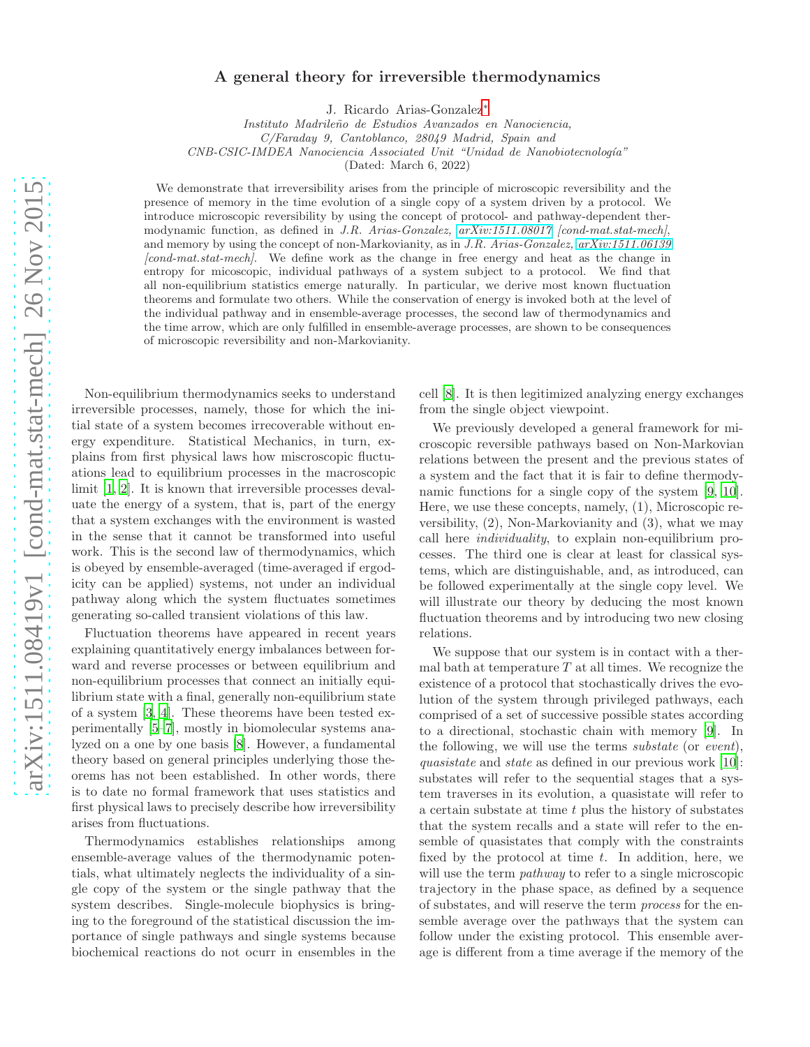# A general theory for irreversible thermodynamics

J. Ricardo Arias-Gonzalez[*]

*Instituto Madrileño de Estudios Avanzados en Nanociencia, C/Faraday 9, Cantoblanco, 28049 Madrid, Spain and CNB-CSIC-IMDEA Nanociencia Associated Unit "Unidad de Nanobiotecnología"*

(Dated: March 6, 2022)

We demonstrate that irreversibility arises from the principle of microscopic reversibility and the presence of memory in the time evolution of a single copy of a system driven by a protocol. We introduce microscopic reversibility by using the concept of protocol- and pathway-dependent thermodynamic function, as defined in *J.R. Arias-Gonzalez, arXiv:1511.08017 [cond-mat.stat-mech]*, and memory by using the concept of non-Markovianity, as in *J.R. Arias-Gonzalez, arXiv:1511.06139 [cond-mat.stat-mech]*. We define work as the change in free energy and heat as the change in entropy for micoscopic, individual pathways of a system subject to a protocol. We find that all non-equilibrium statistics emerge naturally. In particular, we derive most known fluctuation theorems and formulate two others. While the conservation of energy is invoked both at the level of the individual pathway and in ensemble-average processes, the second law of thermodynamics and the time arrow, which are only fulfilled in ensemble-average processes, are shown to be consequences of microscopic reversibility and non-Markovianity.

Non-equilibrium thermodynamics seeks to understand irreversible processes, namely, those for which the initial state of a system becomes irrecoverable without energy expenditure. Statistical Mechanics, in turn, explains from first physical laws how miscroscopic fluctuations lead to equilibrium processes in the macroscopic limit [1, 2]. It is known that irreversible processes devaluate the energy of a system, that is, part of the energy that a system exchanges with the environment is wasted in the sense that it cannot be transformed into useful work. This is the second law of thermodynamics, which is obeyed by ensemble-averaged (time-averaged if ergodicity can be applied) systems, not under an individual pathway along which the system fluctuates sometimes generating so-called transient violations of this law.

Fluctuation theorems have appeared in recent years explaining quantitatively energy imbalances between forward and reverse processes or between equilibrium and non-equilibrium processes that connect an initially equilibrium state with a final, generally non-equilibrium state of a system [3, 4]. These theorems have been tested experimentally [5–7], mostly in biomolecular systems analyzed on a one by one basis [8]. However, a fundamental theory based on general principles underlying those theorems has not been established. In other words, there is to date no formal framework that uses statistics and first physical laws to precisely describe how irreversibility arises from fluctuations.

Thermodynamics establishes relationships among ensemble-average values of the thermodynamic potentials, what ultimately neglects the individuality of a single copy of the system or the single pathway that the system describes. Single-molecule biophysics is bringing to the foreground of the statistical discussion the importance of single pathways and single systems because biochemical reactions do not ocurr in ensembles in the cell [8]. It is then legitimized analyzing energy exchanges from the single object viewpoint.

We previously developed a general framework for microscopic reversible pathways based on Non-Markovian relations between the present and the previous states of a system and the fact that it is fair to define thermodynamic functions for a single copy of the system [9, 10]. Here, we use these concepts, namely, (1), Microscopic reversibility, (2), Non-Markovianity and (3), what we may call here *individuality*, to explain non-equilibrium processes. The third one is clear at least for classical systems, which are distinguishable, and, as introduced, can be followed experimentally at the single copy level. We will illustrate our theory by deducing the most known fluctuation theorems and by introducing two new closing relations.

We suppose that our system is in contact with a thermal bath at temperature $T$ at all times. We recognize the existence of a protocol that stochastically drives the evolution of the system through privileged pathways, each comprised of a set of successive possible states according to a directional, stochastic chain with memory [9]. In the following, we will use the terms *substate* (or *event*), *quasistate* and *state* as defined in our previous work [10]: substates will refer to the sequential stages that a system traverses in its evolution, a quasistate will refer to a certain substate at time $t$ plus the history of substates that the system recalls and a state will refer to the ensemble of quasistates that comply with the constraints fixed by the protocol at time $t$. In addition, here, we will use the term *pathway* to refer to a single microscopic trajectory in the phase space, as defined by a sequence of substates, and will reserve the term *process* for the ensemble average over the pathways that the system can follow under the existing protocol. This ensemble average is different from a time average if the memory of the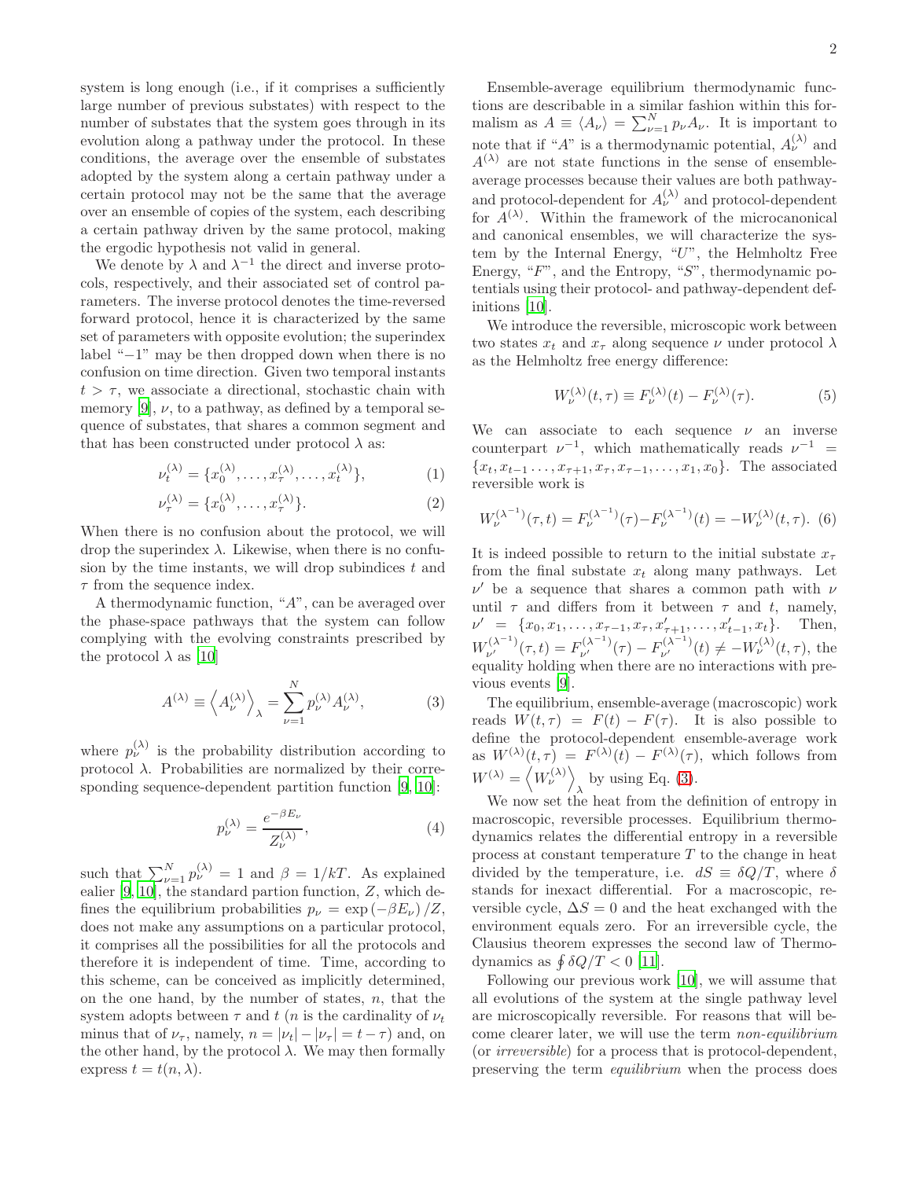system is long enough (i.e., if it comprises a sufficiently large number of previous substates) with respect to the number of substates that the system goes through in its evolution along a pathway under the protocol. In these conditions, the average over the ensemble of substates adopted by the system along a certain pathway under a certain protocol may not be the same that the average over an ensemble of copies of the system, each describing a certain pathway driven by the same protocol, making the ergodic hypothesis not valid in general.

We denote by $\lambda$ and $\lambda^{-1}$ the direct and inverse protocols, respectively, and their associated set of control parameters. The inverse protocol denotes the time-reversed forward protocol, hence it is characterized by the same set of parameters with opposite evolution; the superindex label "$-1$" may be then dropped down when there is no confusion on time direction. Given two temporal instants $t > \tau$, we associate a directional, stochastic chain with memory [9], $\nu$, to a pathway, as defined by a temporal sequence of substates, that shares a common segment and that has been constructed under protocol $\lambda$ as:

$$\nu_t^{(\lambda)} = \{x_0^{(\lambda)}, \ldots, x_\tau^{(\lambda)}, \ldots, x_t^{(\lambda)}\}, \tag{1}$$

$$\nu_\tau^{(\lambda)} = \{x_0^{(\lambda)}, \ldots, x_\tau^{(\lambda)}\}. \tag{2}$$

When there is no confusion about the protocol, we will drop the superindex $\lambda$. Likewise, when there is no confusion by the time instants, we will drop subindices $t$ and $\tau$ from the sequence index.

A thermodynamic function, "$A$", can be averaged over the phase-space pathways that the system can follow complying with the evolving constraints prescribed by the protocol $\lambda$ as [10]

$$A^{(\lambda)} \equiv \left\langle A_\nu^{(\lambda)} \right\rangle_\lambda = \sum_{\nu=1}^{N} p_\nu^{(\lambda)} A_\nu^{(\lambda)}, \tag{3}$$

where $p_\nu^{(\lambda)}$ is the probability distribution according to protocol $\lambda$. Probabilities are normalized by their corresponding sequence-dependent partition function [9, 10]:

$$p_\nu^{(\lambda)} = \frac{e^{-\beta E_\nu}}{Z_\nu^{(\lambda)}}, \tag{4}$$

such that $\sum_{\nu=1}^{N} p_\nu^{(\lambda)} = 1$ and $\beta = 1/kT$. As explained ealier [9, 10], the standard partion function, $Z$, which defines the equilibrium probabilities $p_\nu = \exp(-\beta E_\nu)/Z$, does not make any assumptions on a particular protocol, it comprises all the possibilities for all the protocols and therefore it is independent of time. Time, according to this scheme, can be conceived as implicitly determined, on the one hand, by the number of states, $n$, that the system adopts between $\tau$ and $t$ ($n$ is the cardinality of $\nu_t$ minus that of $\nu_\tau$, namely, $n = |\nu_t| - |\nu_\tau| = t - \tau$) and, on the other hand, by the protocol $\lambda$. We may then formally express $t = t(n, \lambda)$.

Ensemble-average equilibrium thermodynamic functions are describable in a similar fashion within this formalism as $A \equiv \langle A_\nu \rangle = \sum_{\nu=1}^{N} p_\nu A_\nu$. It is important to note that if "$A$" is a thermodynamic potential, $A_\nu^{(\lambda)}$ and $A^{(\lambda)}$ are not state functions in the sense of ensemble-average processes because their values are both pathway- and protocol-dependent for $A_\nu^{(\lambda)}$ and protocol-dependent for $A^{(\lambda)}$. Within the framework of the microcanonical and canonical ensembles, we will characterize the system by the Internal Energy, "$U$", the Helmholtz Free Energy, "$F$", and the Entropy, "$S$", thermodynamic potentials using their protocol- and pathway-dependent definitions [10].

We introduce the reversible, microscopic work between two states $x_t$ and $x_\tau$ along sequence $\nu$ under protocol $\lambda$ as the Helmholtz free energy difference:

$$W_\nu^{(\lambda)}(t, \tau) \equiv F_\nu^{(\lambda)}(t) - F_\nu^{(\lambda)}(\tau). \tag{5}$$

We can associate to each sequence $\nu$ an inverse counterpart $\nu^{-1}$, which mathematically reads $\nu^{-1} = \{x_t, x_{t-1} \ldots, x_{\tau+1}, x_\tau, x_{\tau-1}, \ldots, x_1, x_0\}$. The associated reversible work is

$$W_\nu^{(\lambda^{-1})}(\tau, t) = F_\nu^{(\lambda^{-1})}(\tau) - F_\nu^{(\lambda^{-1})}(t) = -W_\nu^{(\lambda)}(t, \tau). \tag{6}$$

It is indeed possible to return to the initial substate $x_\tau$ from the final substate $x_t$ along many pathways. Let $\nu'$ be a sequence that shares a common path with $\nu$ until $\tau$ and differs from it between $\tau$ and $t$, namely, $\nu' = \{x_0, x_1, \ldots, x_{\tau-1}, x_\tau, x'_{\tau+1}, \ldots, x'_{t-1}, x_t\}$. Then, $W_{\nu'}^{(\lambda^{-1})}(\tau, t) = F_{\nu'}^{(\lambda^{-1})}(\tau) - F_{\nu'}^{(\lambda^{-1})}(t) \neq -W_\nu^{(\lambda)}(t, \tau)$, the equality holding when there are no interactions with previous events [9].

The equilibrium, ensemble-average (macroscopic) work reads $W(t, \tau) = F(t) - F(\tau)$. It is also possible to define the protocol-dependent ensemble-average work as $W^{(\lambda)}(t, \tau) = F^{(\lambda)}(t) - F^{(\lambda)}(\tau)$, which follows from $W^{(\lambda)} = \left\langle W_\nu^{(\lambda)} \right\rangle_\lambda$ by using Eq. (3).

We now set the heat from the definition of entropy in macroscopic, reversible processes. Equilibrium thermodynamics relates the differential entropy in a reversible process at constant temperature $T$ to the change in heat divided by the temperature, i.e. $dS \equiv \delta Q/T$, where $\delta$ stands for inexact differential. For a macroscopic, reversible cycle, $\Delta S = 0$ and the heat exchanged with the environment equals zero. For an irreversible cycle, the Clausius theorem expresses the second law of Thermodynamics as $\oint \delta Q/T < 0$ [11].

Following our previous work [10], we will assume that all evolutions of the system at the single pathway level are microscopically reversible. For reasons that will become clearer later, we will use the term *non-equilibrium* (or *irreversible*) for a process that is protocol-dependent, preserving the term *equilibrium* when the process does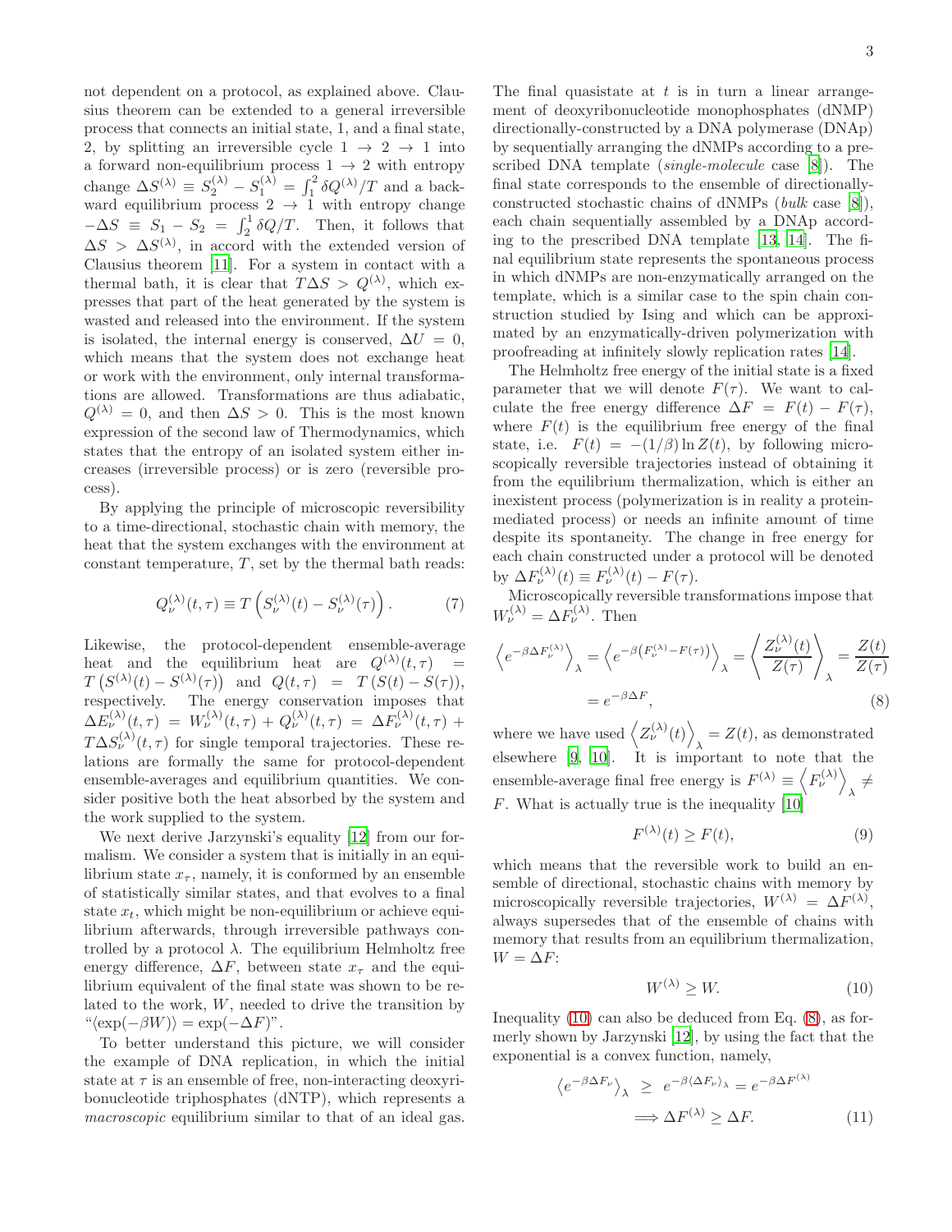not dependent on a protocol, as explained above. Clausius theorem can be extended to a general irreversible process that connects an initial state, 1, and a final state, 2, by splitting an irreversible cycle $1 \to 2 \to 1$ into a forward non-equilibrium process $1 \to 2$ with entropy change $\Delta S^{(\lambda)} \equiv S_2^{(\lambda)} - S_1^{(\lambda)} = \int_1^2 \delta Q^{(\lambda)}/T$ and a backward equilibrium process $2 \to 1$ with entropy change $-\Delta S \equiv S_1 - S_2 = \int_2^1 \delta Q/T$. Then, it follows that $\Delta S > \Delta S^{(\lambda)}$, in accord with the extended version of Clausius theorem [11]. For a system in contact with a thermal bath, it is clear that $T\Delta S > Q^{(\lambda)}$, which expresses that part of the heat generated by the system is wasted and released into the environment. If the system is isolated, the internal energy is conserved, $\Delta U = 0$, which means that the system does not exchange heat or work with the environment, only internal transformations are allowed. Transformations are thus adiabatic, $Q^{(\lambda)} = 0$, and then $\Delta S > 0$. This is the most known expression of the second law of Thermodynamics, which states that the entropy of an isolated system either increases (irreversible process) or is zero (reversible process).

By applying the principle of microscopic reversibility to a time-directional, stochastic chain with memory, the heat that the system exchanges with the environment at constant temperature, $T$, set by the thermal bath reads:

$$Q_\nu^{(\lambda)}(t,\tau) \equiv T\left(S_\nu^{(\lambda)}(t) - S_\nu^{(\lambda)}(\tau)\right). \tag{7}$$

Likewise, the protocol-dependent ensemble-average heat and the equilibrium heat are $Q^{(\lambda)}(t,\tau) = T\left(S^{(\lambda)}(t) - S^{(\lambda)}(\tau)\right)$ and $Q(t,\tau) = T\left(S(t) - S(\tau)\right)$, respectively. The energy conservation imposes that $\Delta E_\nu^{(\lambda)}(t,\tau) = W_\nu^{(\lambda)}(t,\tau) + Q_\nu^{(\lambda)}(t,\tau) = \Delta F_\nu^{(\lambda)}(t,\tau) + T\Delta S_\nu^{(\lambda)}(t,\tau)$ for single temporal trajectories. These relations are formally the same for protocol-dependent ensemble-averages and equilibrium quantities. We consider positive both the heat absorbed by the system and the work supplied to the system.

We next derive Jarzynski's equality [12] from our formalism. We consider a system that is initially in an equilibrium state $x_\tau$, namely, it is conformed by an ensemble of statistically similar states, and that evolves to a final state $x_t$, which might be non-equilibrium or achieve equilibrium afterwards, through irreversible pathways controlled by a protocol $\lambda$. The equilibrium Helmholtz free energy difference, $\Delta F$, between state $x_\tau$ and the equilibrium equivalent of the final state was shown to be related to the work, $W$, needed to drive the transition by "$\langle \exp(-\beta W)\rangle = \exp(-\Delta F)$".

To better understand this picture, we will consider the example of DNA replication, in which the initial state at $\tau$ is an ensemble of free, non-interacting deoxyribonucleotide triphosphates (dNTP), which represents a *macroscopic* equilibrium similar to that of an ideal gas. The final quasistate at $t$ is in turn a linear arrangement of deoxyribonucleotide monophosphates (dNMP) directionally-constructed by a DNA polymerase (DNAp) by sequentially arranging the dNMPs according to a prescribed DNA template (*single-molecule* case [8]). The final state corresponds to the ensemble of directionally-constructed stochastic chains of dNMPs (*bulk* case [8]), each chain sequentially assembled by a DNAp according to the prescribed DNA template [13, 14]. The final equilibrium state represents the spontaneous process in which dNMPs are non-enzymatically arranged on the template, which is a similar case to the spin chain construction studied by Ising and which can be approximated by an enzymatically-driven polymerization with proofreading at infinitely slowly replication rates [14].

The Helmholtz free energy of the initial state is a fixed parameter that we will denote $F(\tau)$. We want to calculate the free energy difference $\Delta F = F(t) - F(\tau)$, where $F(t)$ is the equilibrium free energy of the final state, i.e. $F(t) = -(1/\beta)\ln Z(t)$, by following microscopically reversible trajectories instead of obtaining it from the equilibrium thermalization, which is either an inexistent process (polymerization is in reality a protein-mediated process) or needs an infinite amount of time despite its spontaneity. The change in free energy for each chain constructed under a protocol will be denoted by $\Delta F_\nu^{(\lambda)}(t) \equiv F_\nu^{(\lambda)}(t) - F(\tau)$.

Microscopically reversible transformations impose that $W_\nu^{(\lambda)} = \Delta F_\nu^{(\lambda)}$. Then

$$\left\langle e^{-\beta \Delta F_\nu^{(\lambda)}}\right\rangle_\lambda = \left\langle e^{-\beta\left(F_\nu^{(\lambda)} - F(\tau)\right)}\right\rangle_\lambda = \left\langle \frac{Z_\nu^{(\lambda)}(t)}{Z(\tau)}\right\rangle_\lambda = \frac{Z(t)}{Z(\tau)}$$
$$= e^{-\beta\Delta F}, \tag{8}$$

where we have used $\left\langle Z_\nu^{(\lambda)}(t)\right\rangle_\lambda = Z(t)$, as demonstrated elsewhere [9, 10]. It is important to note that the ensemble-average final free energy is $F^{(\lambda)} \equiv \left\langle F_\nu^{(\lambda)}\right\rangle_\lambda \neq F$. What is actually true is the inequality [10]

$$F^{(\lambda)}(t) \geq F(t), \tag{9}$$

which means that the reversible work to build an ensemble of directional, stochastic chains with memory by microscopically reversible trajectories, $W^{(\lambda)} = \Delta F^{(\lambda)}$, always supersedes that of the ensemble of chains with memory that results from an equilibrium thermalization, $W = \Delta F$:

$$W^{(\lambda)} \geq W. \tag{10}$$

Inequality (10) can also be deduced from Eq. (8), as formerly shown by Jarzynski [12], by using the fact that the exponential is a convex function, namely,

$$\left\langle e^{-\beta\Delta F_\nu}\right\rangle_\lambda \;\geq\; e^{-\beta\langle \Delta F_\nu\rangle_\lambda} = e^{-\beta\Delta F^{(\lambda)}}$$
$$\Longrightarrow \Delta F^{(\lambda)} \geq \Delta F. \tag{11}$$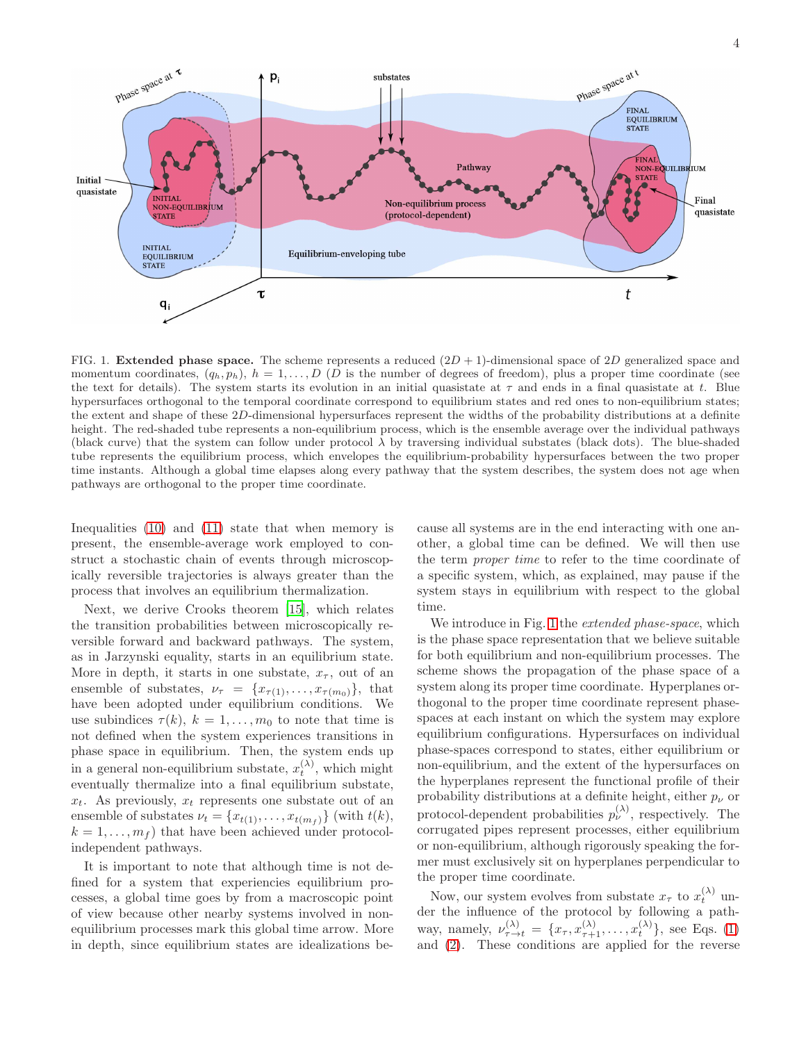FIG. 1. **Extended phase space.** The scheme represents a reduced $(2D+1)$-dimensional space of $2D$ generalized space and momentum coordinates, $(q_h, p_h)$, $h = 1, \ldots, D$ ($D$ is the number of degrees of freedom), plus a proper time coordinate (see the text for details). The system starts its evolution in an initial quasistate at $\tau$ and ends in a final quasistate at $t$. Blue hypersurfaces orthogonal to the temporal coordinate correspond to equilibrium states and red ones to non-equilibrium states; the extent and shape of these $2D$-dimensional hypersurfaces represent the widths of the probability distributions at a definite height. The red-shaded tube represents a non-equilibrium process, which is the ensemble average over the individual pathways (black curve) that the system can follow under protocol $\lambda$ by traversing individual substates (black dots). The blue-shaded tube represents the equilibrium process, which envelopes the equilibrium-probability hypersurfaces between the two proper time instants. Although a global time elapses along every pathway that the system describes, the system does not age when pathways are orthogonal to the proper time coordinate.

Inequalities (10) and (11) state that when memory is present, the ensemble-average work employed to construct a stochastic chain of events through microscopically reversible trajectories is always greater than the process that involves an equilibrium thermalization.

Next, we derive Crooks theorem [15], which relates the transition probabilities between microscopically reversible forward and backward pathways. The system, as in Jarzynski equality, starts in an equilibrium state. More in depth, it starts in one substate, $x_\tau$, out of an ensemble of substates, $\nu_\tau = \{x_{\tau(1)}, \ldots, x_{\tau(m_0)}\}$, that have been adopted under equilibrium conditions. We use subindices $\tau(k)$, $k = 1, \ldots, m_0$ to note that time is not defined when the system experiences transitions in phase space in equilibrium. Then, the system ends up in a general non-equilibrium substate, $x_t^{(\lambda)}$, which might eventually thermalize into a final equilibrium substate, $x_t$. As previously, $x_t$ represents one substate out of an ensemble of substates $\nu_t = \{x_{t(1)}, \ldots, x_{t(m_f)}\}$ (with $t(k)$, $k = 1, \ldots, m_f$) that have been achieved under protocol-independent pathways.

It is important to note that although time is not defined for a system that experiencies equilibrium processes, a global time goes by from a macroscopic point of view because other nearby systems involved in non-equilibrium processes mark this global time arrow. More in depth, since equilibrium states are idealizations because all systems are in the end interacting with one another, a global time can be defined. We will then use the term *proper time* to refer to the time coordinate of a specific system, which, as explained, may pause if the system stays in equilibrium with respect to the global time.

We introduce in Fig. 1 the *extended phase-space*, which is the phase space representation that we believe suitable for both equilibrium and non-equilibrium processes. The scheme shows the propagation of the phase space of a system along its proper time coordinate. Hyperplanes orthogonal to the proper time coordinate represent phase-spaces at each instant on which the system may explore equilibrium configurations. Hypersurfaces on individual phase-spaces correspond to states, either equilibrium or non-equilibrium, and the extent of the hypersurfaces on the hyperplanes represent the functional profile of their probability distributions at a definite height, either $p_\nu$ or protocol-dependent probabilities $p_\nu^{(\lambda)}$, respectively. The corrugated pipes represent processes, either equilibrium or non-equilibrium, although rigorously speaking the former must exclusively sit on hyperplanes perpendicular to the proper time coordinate.

Now, our system evolves from substate $x_\tau$ to $x_t^{(\lambda)}$ under the influence of the protocol by following a pathway, namely, $\nu_{\tau\to t}^{(\lambda)} = \{x_\tau, x_{\tau+1}^{(\lambda)}, \ldots, x_t^{(\lambda)}\}$, see Eqs. (1) and (2). These conditions are applied for the reverse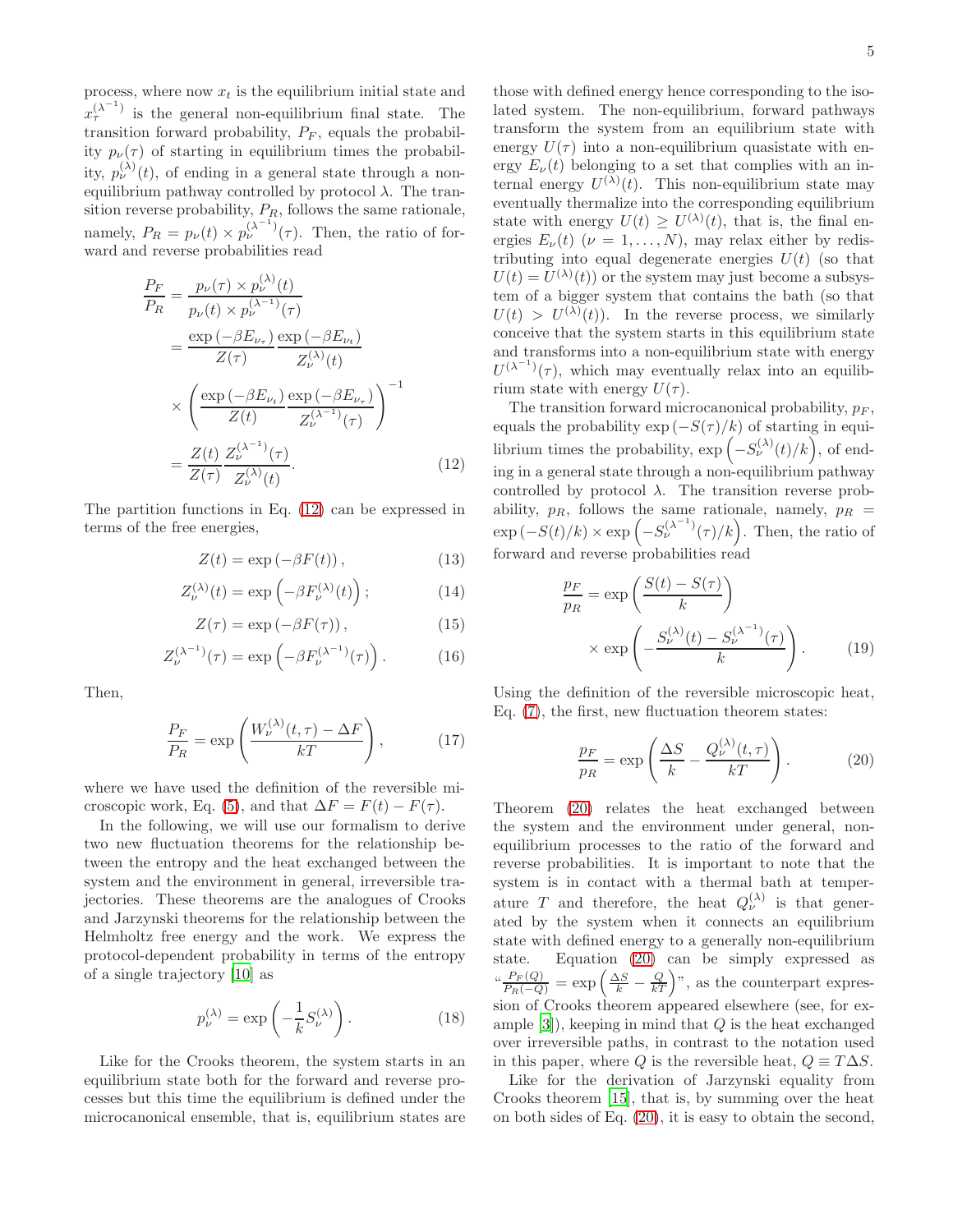process, where now $x_t$ is the equilibrium initial state and $x_\tau^{(\lambda^{-1})}$ is the general non-equilibrium final state. The transition forward probability, $P_F$, equals the probability $p_\nu(\tau)$ of starting in equilibrium times the probability, $p_\nu^{(\lambda)}(t)$, of ending in a general state through a non-equilibrium pathway controlled by protocol $\lambda$. The transition reverse probability, $P_R$, follows the same rationale, namely, $P_R = p_\nu(t) \times p_\nu^{(\lambda^{-1})}(\tau)$. Then, the ratio of forward and reverse probabilities read

$$
\begin{aligned}
\frac{P_F}{P_R} &= \frac{p_\nu(\tau) \times p_\nu^{(\lambda)}(t)}{p_\nu(t) \times p_\nu^{(\lambda^{-1})}(\tau)} \\
&= \frac{\exp\left(-\beta E_{\nu_\tau}\right)}{Z(\tau)} \frac{\exp\left(-\beta E_{\nu_t}\right)}{Z_\nu^{(\lambda)}(t)} \\
&\quad \times \left( \frac{\exp\left(-\beta E_{\nu_t}\right)}{Z(t)} \frac{\exp\left(-\beta E_{\nu_\tau}\right)}{Z_\nu^{(\lambda^{-1})}(\tau)} \right)^{-1} \\
&= \frac{Z(t)}{Z(\tau)} \frac{Z_\nu^{(\lambda^{-1})}(\tau)}{Z_\nu^{(\lambda)}(t)}.
\end{aligned}
\tag{12}
$$

The partition functions in Eq. (12) can be expressed in terms of the free energies,

$$Z(t) = \exp\left(-\beta F(t)\right), \tag{13}$$

$$Z_\nu^{(\lambda)}(t) = \exp\left(-\beta F_\nu^{(\lambda)}(t)\right); \tag{14}$$

$$Z(\tau) = \exp\left(-\beta F(\tau)\right), \tag{15}$$

$$Z_\nu^{(\lambda^{-1})}(\tau) = \exp\left(-\beta F_\nu^{(\lambda^{-1})}(\tau)\right). \tag{16}$$

Then,

$$\frac{P_F}{P_R} = \exp\left(\frac{W_\nu^{(\lambda)}(t,\tau) - \Delta F}{kT}\right), \tag{17}$$

where we have used the definition of the reversible microscopic work, Eq. (5), and that $\Delta F = F(t) - F(\tau)$.

In the following, we will use our formalism to derive two new fluctuation theorems for the relationship between the entropy and the heat exchanged between the system and the environment in general, irreversible trajectories. These theorems are the analogues of Crooks and Jarzynski theorems for the relationship between the Helmholtz free energy and the work. We express the protocol-dependent probability in terms of the entropy of a single trajectory [10] as

$$p_\nu^{(\lambda)} = \exp\left(-\frac{1}{k} S_\nu^{(\lambda)}\right). \tag{18}$$

Like for the Crooks theorem, the system starts in an equilibrium state both for the forward and reverse processes but this time the equilibrium is defined under the microcanonical ensemble, that is, equilibrium states are those with defined energy hence corresponding to the isolated system. The non-equilibrium, forward pathways transform the system from an equilibrium state with energy $U(\tau)$ into a non-equilibrium quasistate with energy $E_\nu(t)$ belonging to a set that complies with an internal energy $U^{(\lambda)}(t)$. This non-equilibrium state may eventually thermalize into the corresponding equilibrium state with energy $U(t) \geq U^{(\lambda)}(t)$, that is, the final energies $E_\nu(t)$ ($\nu = 1, \ldots, N$), may relax either by redistributing into equal degenerate energies $U(t)$ (so that $U(t) = U^{(\lambda)}(t)$) or the system may just become a subsystem of a bigger system that contains the bath (so that $U(t) > U^{(\lambda)}(t)$). In the reverse process, we similarly conceive that the system starts in this equilibrium state and transforms into a non-equilibrium state with energy $U^{(\lambda^{-1})}(\tau)$, which may eventually relax into an equilibrium state with energy $U(\tau)$.

The transition forward microcanonical probability, $p_F$, equals the probability $\exp\left(-S(\tau)/k\right)$ of starting in equilibrium times the probability, $\exp\left(-S_\nu^{(\lambda)}(t)/k\right)$, of ending in a general state through a non-equilibrium pathway controlled by protocol $\lambda$. The transition reverse probability, $p_R$, follows the same rationale, namely, $p_R = \exp\left(-S(t)/k\right) \times \exp\left(-S_\nu^{(\lambda^{-1})}(\tau)/k\right)$. Then, the ratio of forward and reverse probabilities read

$$
\begin{aligned}
\frac{p_F}{p_R} &= \exp\left(\frac{S(t) - S(\tau)}{k}\right) \\
&\quad \times \exp\left(-\frac{S_\nu^{(\lambda)}(t) - S_\nu^{(\lambda^{-1})}(\tau)}{k}\right).
\end{aligned}
\tag{19}
$$

Using the definition of the reversible microscopic heat, Eq. (7), the first, new fluctuation theorem states:

$$\frac{p_F}{p_R} = \exp\left(\frac{\Delta S}{k} - \frac{Q_\nu^{(\lambda)}(t,\tau)}{kT}\right). \tag{20}$$

Theorem (20) relates the heat exchanged between the system and the environment under general, non-equilibrium processes to the ratio of the forward and reverse probabilities. It is important to note that the system is in contact with a thermal bath at temperature $T$ and therefore, the heat $Q_\nu^{(\lambda)}$ is that generated by the system when it connects an equilibrium state with defined energy to a generally non-equilibrium state. Equation (20) can be simply expressed as "$\frac{P_F(Q)}{P_R(-Q)} = \exp\left(\frac{\Delta S}{k} - \frac{Q}{kT}\right)$", as the counterpart expression of Crooks theorem appeared elsewhere (see, for example [3]), keeping in mind that $Q$ is the heat exchanged over irreversible paths, in contrast to the notation used in this paper, where $Q$ is the reversible heat, $Q \equiv T\Delta S$.

Like for the derivation of Jarzynski equality from Crooks theorem [15], that is, by summing over the heat on both sides of Eq. (20), it is easy to obtain the second,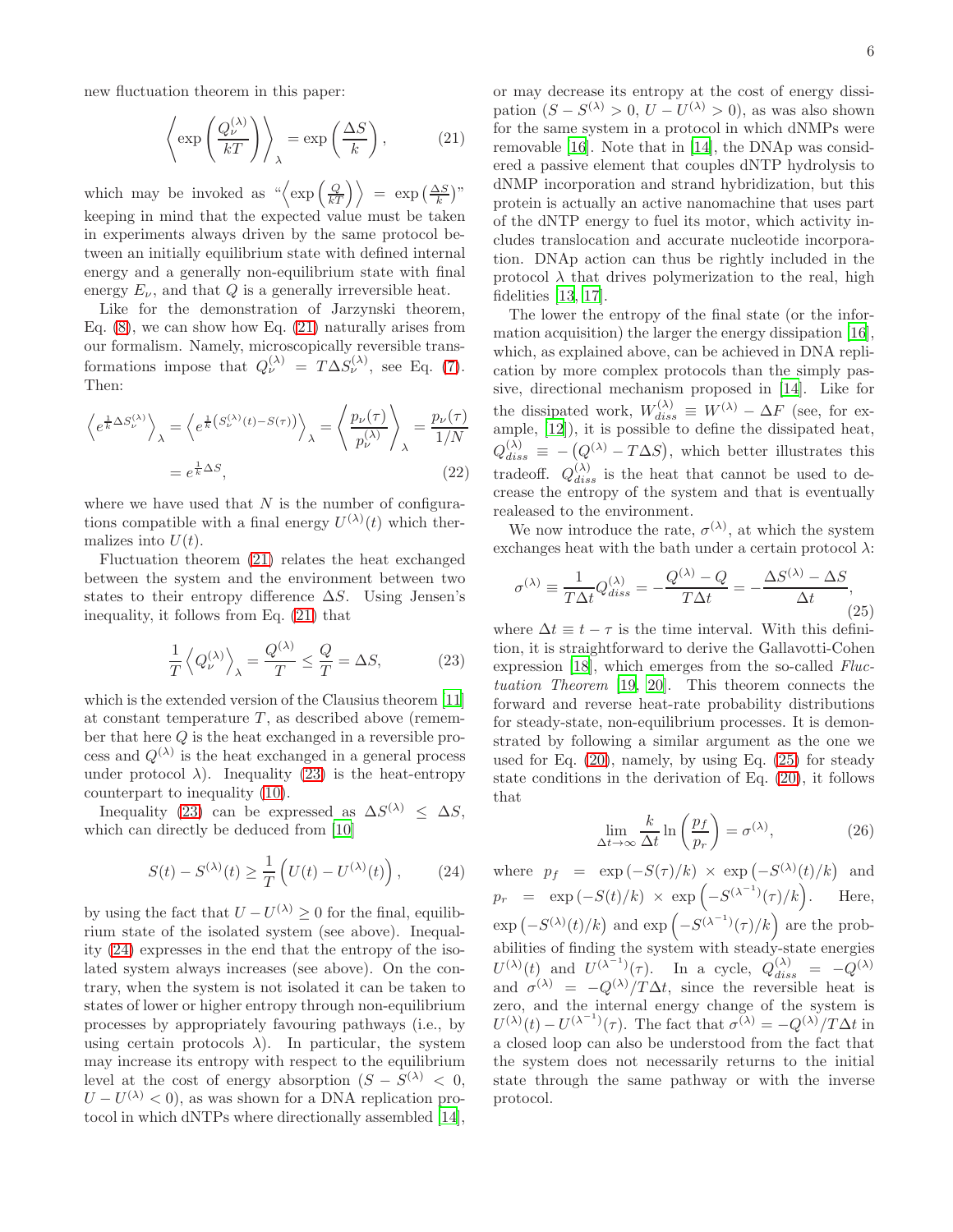new fluctuation theorem in this paper:

$$\left\langle \exp\left(\frac{Q_\nu^{(\lambda)}}{kT}\right)\right\rangle_\lambda = \exp\left(\frac{\Delta S}{k}\right), \tag{21}$$

which may be invoked as "$\left\langle \exp\left(\frac{Q}{kT}\right)\right\rangle = \exp\left(\frac{\Delta S}{k}\right)$" keeping in mind that the expected value must be taken in experiments always driven by the same protocol between an initially equilibrium state with defined internal energy and a generally non-equilibrium state with final energy $E_\nu$, and that $Q$ is a generally irreversible heat.

Like for the demonstration of Jarzynski theorem, Eq. (8), we can show how Eq. (21) naturally arises from our formalism. Namely, microscopically reversible transformations impose that $Q_\nu^{(\lambda)} = T\Delta S_\nu^{(\lambda)}$, see Eq. (7). Then:

$$\begin{aligned}\left\langle e^{\frac{1}{k}\Delta S_\nu^{(\lambda)}}\right\rangle_\lambda &= \left\langle e^{\frac{1}{k}\left(S_\nu^{(\lambda)}(t) - S(\tau)\right)}\right\rangle_\lambda = \left\langle \frac{p_\nu(\tau)}{p_\nu^{(\lambda)}}\right\rangle_\lambda = \frac{p_\nu(\tau)}{1/N} \\ &= e^{\frac{1}{k}\Delta S},\end{aligned} \tag{22}$$

where we have used that $N$ is the number of configurations compatible with a final energy $U^{(\lambda)}(t)$ which thermalizes into $U(t)$.

Fluctuation theorem (21) relates the heat exchanged between the system and the environment between two states to their entropy difference $\Delta S$. Using Jensen's inequality, it follows from Eq. (21) that

$$\frac{1}{T}\left\langle Q_\nu^{(\lambda)}\right\rangle_\lambda = \frac{Q^{(\lambda)}}{T} \leq \frac{Q}{T} = \Delta S, \tag{23}$$

which is the extended version of the Clausius theorem [11] at constant temperature $T$, as described above (remember that here $Q$ is the heat exchanged in a reversible process and $Q^{(\lambda)}$ is the heat exchanged in a general process under protocol $\lambda$). Inequality (23) is the heat-entropy counterpart to inequality (10).

Inequality (23) can be expressed as $\Delta S^{(\lambda)} \leq \Delta S$, which can directly be deduced from [10]

$$S(t) - S^{(\lambda)}(t) \geq \frac{1}{T}\left(U(t) - U^{(\lambda)}(t)\right), \tag{24}$$

by using the fact that $U - U^{(\lambda)} \geq 0$ for the final, equilibrium state of the isolated system (see above). Inequality (24) expresses in the end that the entropy of the isolated system always increases (see above). On the contrary, when the system is not isolated it can be taken to states of lower or higher entropy through non-equilibrium processes by appropriately favouring pathways (i.e., by using certain protocols $\lambda$). In particular, the system may increase its entropy with respect to the equilibrium level at the cost of energy absorption ($S - S^{(\lambda)} < 0$, $U - U^{(\lambda)} < 0$), as was shown for a DNA replication protocol in which dNTPs where directionally assembled [14], or may decrease its entropy at the cost of energy dissipation ($S - S^{(\lambda)} > 0$, $U - U^{(\lambda)} > 0$), as was also shown for the same system in a protocol in which dNMPs were removable [16]. Note that in [14], the DNAp was considered a passive element that couples dNTP hydrolysis to dNMP incorporation and strand hybridization, but this protein is actually an active nanomachine that uses part of the dNTP energy to fuel its motor, which activity includes translocation and accurate nucleotide incorporation. DNAp action can thus be rightly included in the protocol $\lambda$ that drives polymerization to the real, high fidelities [13, 17].

The lower the entropy of the final state (or the information acquisition) the larger the energy dissipation [16], which, as explained above, can be achieved in DNA replication by more complex protocols than the simply passive, directional mechanism proposed in [14]. Like for the dissipated work, $W_{diss}^{(\lambda)} \equiv W^{(\lambda)} - \Delta F$ (see, for example, [12]), it is possible to define the dissipated heat, $Q_{diss}^{(\lambda)} \equiv -\left(Q^{(\lambda)} - T\Delta S\right)$, which better illustrates this tradeoff. $Q_{diss}^{(\lambda)}$ is the heat that cannot be used to decrease the entropy of the system and that is eventually realeased to the environment.

We now introduce the rate, $\sigma^{(\lambda)}$, at which the system exchanges heat with the bath under a certain protocol $\lambda$:

$$\sigma^{(\lambda)} \equiv \frac{1}{T\Delta t}Q_{diss}^{(\lambda)} = -\frac{Q^{(\lambda)} - Q}{T\Delta t} = -\frac{\Delta S^{(\lambda)} - \Delta S}{\Delta t}, \tag{25}$$

where $\Delta t \equiv t - \tau$ is the time interval. With this definition, it is straightforward to derive the Gallavotti-Cohen expression [18], which emerges from the so-called *Fluctuation Theorem* [19, 20]. This theorem connects the forward and reverse heat-rate probability distributions for steady-state, non-equilibrium processes. It is demonstrated by following a similar argument as the one we used for Eq. (20), namely, by using Eq. (25) for steady state conditions in the derivation of Eq. (20), it follows that

$$\lim_{\Delta t \to \infty} \frac{k}{\Delta t} \ln\left(\frac{p_f}{p_r}\right) = \sigma^{(\lambda)}, \tag{26}$$

where $p_f = \exp\left(-S(\tau)/k\right) \times \exp\left(-S^{(\lambda)}(t)/k\right)$ and $p_r = \exp\left(-S(t)/k\right) \times \exp\left(-S^{(\lambda^{-1})}(\tau)/k\right)$. Here, $\exp\left(-S^{(\lambda)}(t)/k\right)$ and $\exp\left(-S^{(\lambda^{-1})}(\tau)/k\right)$ are the probabilities of finding the system with steady-state energies $U^{(\lambda)}(t)$ and $U^{(\lambda^{-1})}(\tau)$. In a cycle, $Q_{diss}^{(\lambda)} = -Q^{(\lambda)}$ and $\sigma^{(\lambda)} = -Q^{(\lambda)}/T\Delta t$, since the reversible heat is zero, and the internal energy change of the system is $U^{(\lambda)}(t) - U^{(\lambda^{-1})}(\tau)$. The fact that $\sigma^{(\lambda)} = -Q^{(\lambda)}/T\Delta t$ in a closed loop can also be understood from the fact that the system does not necessarily returns to the initial state through the same pathway or with the inverse protocol.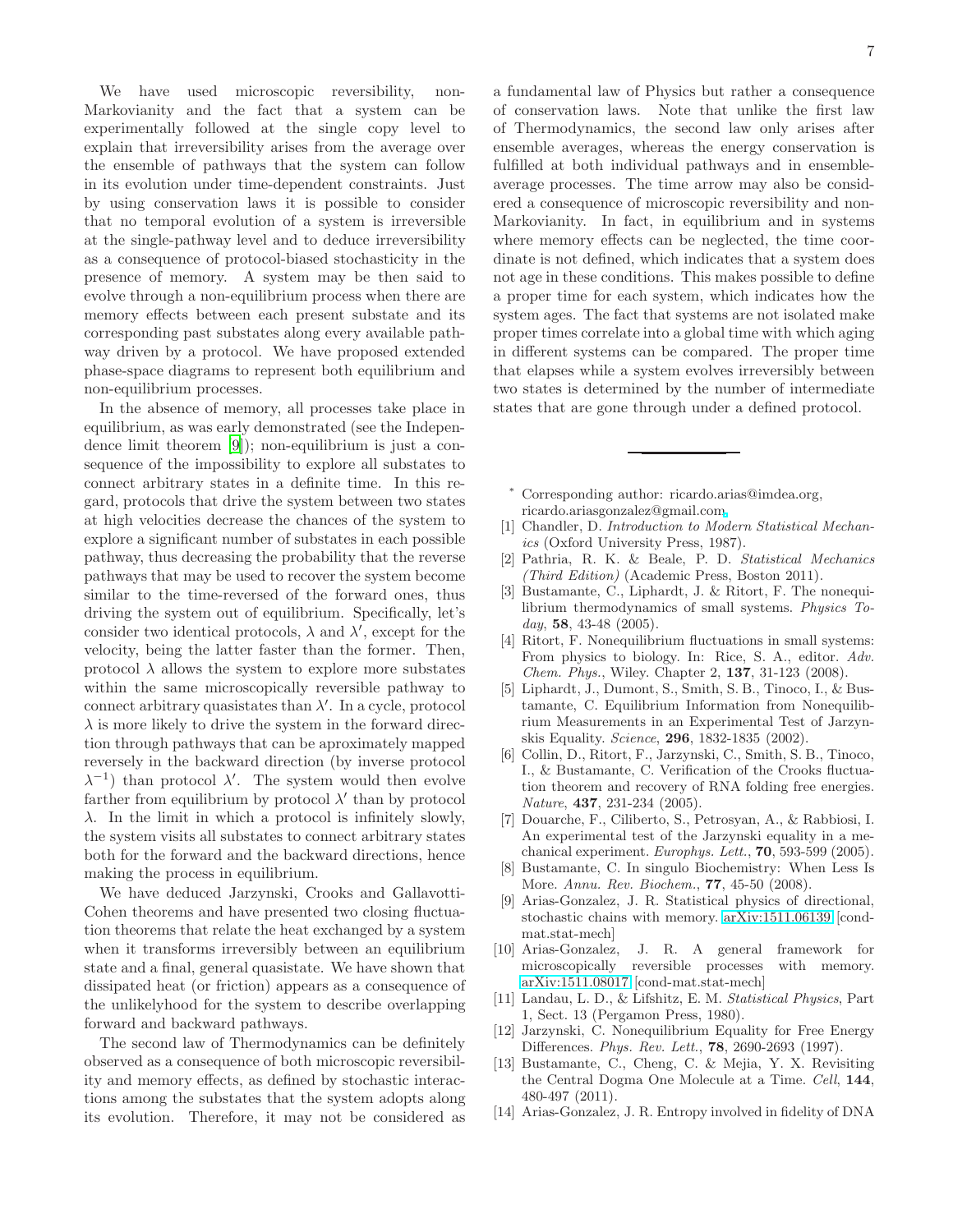We have used microscopic reversibility, non-Markovianity and the fact that a system can be experimentally followed at the single copy level to explain that irreversibility arises from the average over the ensemble of pathways that the system can follow in its evolution under time-dependent constraints. Just by using conservation laws it is possible to consider that no temporal evolution of a system is irreversible at the single-pathway level and to deduce irreversibility as a consequence of protocol-biased stochasticity in the presence of memory. A system may be then said to evolve through a non-equilibrium process when there are memory effects between each present substate and its corresponding past substates along every available pathway driven by a protocol. We have proposed extended phase-space diagrams to represent both equilibrium and non-equilibrium processes.

In the absence of memory, all processes take place in equilibrium, as was early demonstrated (see the Independence limit theorem [9]); non-equilibrium is just a consequence of the impossibility to explore all substates to connect arbitrary states in a definite time. In this regard, protocols that drive the system between two states at high velocities decrease the chances of the system to explore a significant number of substates in each possible pathway, thus decreasing the probability that the reverse pathways that may be used to recover the system become similar to the time-reversed of the forward ones, thus driving the system out of equilibrium. Specifically, let's consider two identical protocols, $\lambda$ and $\lambda'$, except for the velocity, being the latter faster than the former. Then, protocol $\lambda$ allows the system to explore more substates within the same microscopically reversible pathway to connect arbitrary quasistates than $\lambda'$. In a cycle, protocol $\lambda$ is more likely to drive the system in the forward direction through pathways that can be aproximately mapped reversely in the backward direction (by inverse protocol $\lambda^{-1}$) than protocol $\lambda'$. The system would then evolve farther from equilibrium by protocol $\lambda'$ than by protocol $\lambda$. In the limit in which a protocol is infinitely slowly, the system visits all substates to connect arbitrary states both for the forward and the backward directions, hence making the process in equilibrium.

We have deduced Jarzynski, Crooks and Gallavotti-Cohen theorems and have presented two closing fluctuation theorems that relate the heat exchanged by a system when it transforms irreversibly between an equilibrium state and a final, general quasistate. We have shown that dissipated heat (or friction) appears as a consequence of the unlikelyhood for the system to describe overlapping forward and backward pathways.

The second law of Thermodynamics can be definitely observed as a consequence of both microscopic reversibility and memory effects, as defined by stochastic interactions among the substates that the system adopts along its evolution. Therefore, it may not be considered as a fundamental law of Physics but rather a consequence of conservation laws. Note that unlike the first law of Thermodynamics, the second law only arises after ensemble averages, whereas the energy conservation is fulfilled at both individual pathways and in ensemble-average processes. The time arrow may also be considered a consequence of microscopic reversibility and non-Markovianity. In fact, in equilibrium and in systems where memory effects can be neglected, the time coordinate is not defined, which indicates that a system does not age in these conditions. This makes possible to define a proper time for each system, which indicates how the system ages. The fact that systems are not isolated make proper times correlate into a global time with which aging in different systems can be compared. The proper time that elapses while a system evolves irreversibly between two states is determined by the number of intermediate states that are gone through under a defined protocol.

---

* Corresponding author: ricardo.arias@imdea.org, ricardo.ariasgonzalez@gmail.com

[1] Chandler, D. *Introduction to Modern Statistical Mechanics* (Oxford University Press, 1987).

[2] Pathria, R. K. & Beale, P. D. *Statistical Mechanics (Third Edition)* (Academic Press, Boston 2011).

[3] Bustamante, C., Liphardt, J. & Ritort, F. The nonequilibrium thermodynamics of small systems. *Physics Today*, **58**, 43-48 (2005).

[4] Ritort, F. Nonequilibrium fluctuations in small systems: From physics to biology. In: Rice, S. A., editor. *Adv. Chem. Phys.*, Wiley. Chapter 2, **137**, 31-123 (2008).

[5] Liphardt, J., Dumont, S., Smith, S. B., Tinoco, I., & Bustamante, C. Equilibrium Information from Nonequilibrium Measurements in an Experimental Test of Jarzynskis Equality. *Science*, **296**, 1832-1835 (2002).

[6] Collin, D., Ritort, F., Jarzynski, C., Smith, S. B., Tinoco, I., & Bustamante, C. Verification of the Crooks fluctuation theorem and recovery of RNA folding free energies. *Nature*, **437**, 231-234 (2005).

[7] Douarche, F., Ciliberto, S., Petrosyan, A., & Rabbiosi, I. An experimental test of the Jarzynski equality in a mechanical experiment. *Europhys. Lett.*, **70**, 593-599 (2005).

[8] Bustamante, C. In singulo Biochemistry: When Less Is More. *Annu. Rev. Biochem.*, **77**, 45-50 (2008).

[9] Arias-Gonzalez, J. R. Statistical physics of directional, stochastic chains with memory. arXiv:1511.06139 [cond-mat.stat-mech]

[10] Arias-Gonzalez, J. R. A general framework for microscopically reversible processes with memory. arXiv:1511.08017 [cond-mat.stat-mech]

[11] Landau, L. D., & Lifshitz, E. M. *Statistical Physics*, Part 1, Sect. 13 (Pergamon Press, 1980).

[12] Jarzynski, C. Nonequilibrium Equality for Free Energy Differences. *Phys. Rev. Lett.*, **78**, 2690-2693 (1997).

[13] Bustamante, C., Cheng, C. & Mejia, Y. X. Revisiting the Central Dogma One Molecule at a Time. *Cell*, **144**, 480-497 (2011).

[14] Arias-Gonzalez, J. R. Entropy involved in fidelity of DNA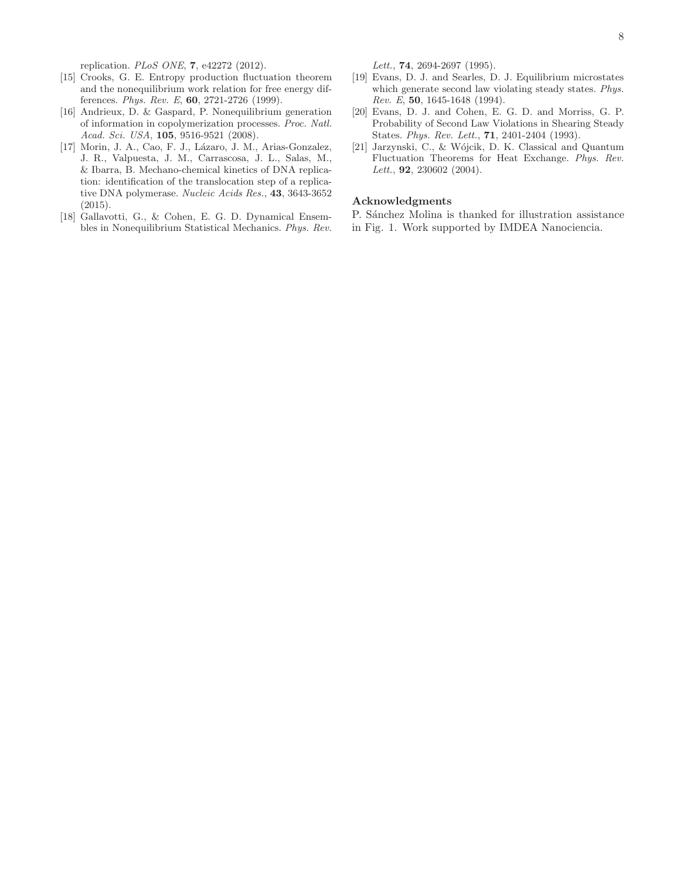replication. *PLoS ONE*, **7**, e42272 (2012).

[15] Crooks, G. E. Entropy production fluctuation theorem and the nonequilibrium work relation for free energy differences. *Phys. Rev. E*, **60**, 2721-2726 (1999).

[16] Andrieux, D. & Gaspard, P. Nonequilibrium generation of information in copolymerization processes. *Proc. Natl. Acad. Sci. USA*, **105**, 9516-9521 (2008).

[17] Morin, J. A., Cao, F. J., Lázaro, J. M., Arias-Gonzalez, J. R., Valpuesta, J. M., Carrascosa, J. L., Salas, M., & Ibarra, B. Mechano-chemical kinetics of DNA replication: identification of the translocation step of a replicative DNA polymerase. *Nucleic Acids Res.*, **43**, 3643-3652 (2015).

[18] Gallavotti, G., & Cohen, E. G. D. Dynamical Ensembles in Nonequilibrium Statistical Mechanics. *Phys. Rev. Lett.*, **74**, 2694-2697 (1995).

[19] Evans, D. J. and Searles, D. J. Equilibrium microstates which generate second law violating steady states. *Phys. Rev. E*, **50**, 1645-1648 (1994).

[20] Evans, D. J. and Cohen, E. G. D. and Morriss, G. P. Probability of Second Law Violations in Shearing Steady States. *Phys. Rev. Lett.*, **71**, 2401-2404 (1993).

[21] Jarzynski, C., & Wójcik, D. K. Classical and Quantum Fluctuation Theorems for Heat Exchange. *Phys. Rev. Lett.*, **92**, 230602 (2004).

### Acknowledgments

P. Sánchez Molina is thanked for illustration assistance in Fig. 1. Work supported by IMDEA Nanociencia.